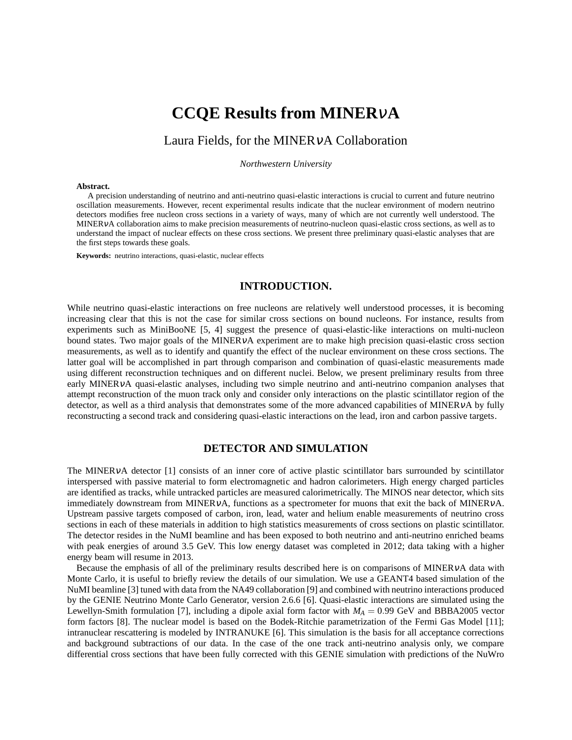# CCQE Results from MINER$\nu$A

Laura Fields, for the MINER$\nu$A Collaboration

*Northwestern University*

**Abstract.**
A precision understanding of neutrino and anti-neutrino quasi-elastic interactions is crucial to current and future neutrino oscillation measurements. However, recent experimental results indicate that the nuclear environment of modern neutrino detectors modifies free nucleon cross sections in a variety of ways, many of which are not currently well understood. The MINER$\nu$A collaboration aims to make precision measurements of neutrino-nucleon quasi-elastic cross sections, as well as to understand the impact of nuclear effects on these cross sections. We present three preliminary quasi-elastic analyses that are the first steps towards these goals.

**Keywords:** neutrino interactions, quasi-elastic, nuclear effects

## INTRODUCTION.

While neutrino quasi-elastic interactions on free nucleons are relatively well understood processes, it is becoming increasing clear that this is not the case for similar cross sections on bound nucleons. For instance, results from experiments such as MiniBooNE [5, 4] suggest the presence of quasi-elastic-like interactions on multi-nucleon bound states. Two major goals of the MINER$\nu$A experiment are to make high precision quasi-elastic cross section measurements, as well as to identify and quantify the effect of the nuclear environment on these cross sections. The latter goal will be accomplished in part through comparison and combination of quasi-elastic measurements made using different reconstruction techniques and on different nuclei. Below, we present preliminary results from three early MINER$\nu$A quasi-elastic analyses, including two simple neutrino and anti-neutrino companion analyses that attempt reconstruction of the muon track only and consider only interactions on the plastic scintillator region of the detector, as well as a third analysis that demonstrates some of the more advanced capabilities of MINER$\nu$A by fully reconstructing a second track and considering quasi-elastic interactions on the lead, iron and carbon passive targets.

## DETECTOR AND SIMULATION

The MINER$\nu$A detector [1] consists of an inner core of active plastic scintillator bars surrounded by scintillator interspersed with passive material to form electromagnetic and hadron calorimeters. High energy charged particles are identified as tracks, while untracked particles are measured calorimetrically. The MINOS near detector, which sits immediately downstream from MINER$\nu$A, functions as a spectrometer for muons that exit the back of MINER$\nu$A. Upstream passive targets composed of carbon, iron, lead, water and helium enable measurements of neutrino cross sections in each of these materials in addition to high statistics measurements of cross sections on plastic scintillator. The detector resides in the NuMI beamline and has been exposed to both neutrino and anti-neutrino enriched beams with peak energies of around 3.5 GeV. This low energy dataset was completed in 2012; data taking with a higher energy beam will resume in 2013.

Because the emphasis of all of the preliminary results described here is on comparisons of MINER$\nu$A data with Monte Carlo, it is useful to briefly review the details of our simulation. We use a GEANT4 based simulation of the NuMI beamline [3] tuned with data from the NA49 collaboration [9] and combined with neutrino interactions produced by the GENIE Neutrino Monte Carlo Generator, version 2.6.6 [6]. Quasi-elastic interactions are simulated using the Lewellyn-Smith formulation [7], including a dipole axial form factor with $M_A = 0.99$ GeV and BBBA2005 vector form factors [8]. The nuclear model is based on the Bodek-Ritchie parametrization of the Fermi Gas Model [11]; intranuclear rescattering is modeled by INTRANUKE [6]. This simulation is the basis for all acceptance corrections and background subtractions of our data. In the case of the one track anti-neutrino analysis only, we compare differential cross sections that have been fully corrected with this GENIE simulation with predictions of the NuWro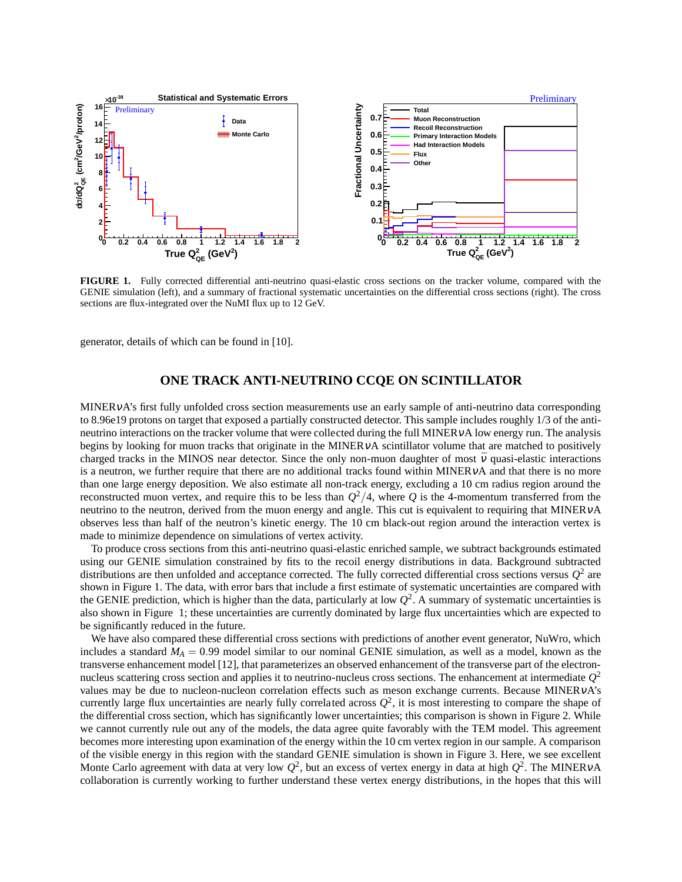**FIGURE 1.** Fully corrected differential anti-neutrino quasi-elastic cross sections on the tracker volume, compared with the GENIE simulation (left), and a summary of fractional systematic uncertainties on the differential cross sections (right). The cross sections are flux-integrated over the NuMI flux up to 12 GeV.

generator, details of which can be found in [10].

## ONE TRACK ANTI-NEUTRINO CCQE ON SCINTILLATOR

MINER$\nu$A's first fully unfolded cross section measurements use an early sample of anti-neutrino data corresponding to 8.96e19 protons on target that exposed a partially constructed detector. This sample includes roughly 1/3 of the anti-neutrino interactions on the tracker volume that were collected during the full MINER$\nu$A low energy run. The analysis begins by looking for muon tracks that originate in the MINER$\nu$A scintillator volume that are matched to positively charged tracks in the MINOS near detector. Since the only non-muon daughter of most $\bar{\nu}$ quasi-elastic interactions is a neutron, we further require that there are no additional tracks found within MINER$\nu$A and that there is no more than one large energy deposition. We also estimate all non-track energy, excluding a 10 cm radius region around the reconstructed muon vertex, and require this to be less than $Q^2/4$, where $Q$ is the 4-momentum transferred from the neutrino to the neutron, derived from the muon energy and angle. This cut is equivalent to requiring that MINER$\nu$A observes less than half of the neutron's kinetic energy. The 10 cm black-out region around the interaction vertex is made to minimize dependence on simulations of vertex activity.

To produce cross sections from this anti-neutrino quasi-elastic enriched sample, we subtract backgrounds estimated using our GENIE simulation constrained by fits to the recoil energy distributions in data. Background subtracted distributions are then unfolded and acceptance corrected. The fully corrected differential cross sections versus $Q^2$ are shown in Figure 1. The data, with error bars that include a first estimate of systematic uncertainties are compared with the GENIE prediction, which is higher than the data, particularly at low $Q^2$. A summary of systematic uncertainties is also shown in Figure 1; these uncertainties are currently dominated by large flux uncertainties which are expected to be significantly reduced in the future.

We have also compared these differential cross sections with predictions of another event generator, NuWro, which includes a standard $M_A = 0.99$ model similar to our nominal GENIE simulation, as well as a model, known as the transverse enhancement model [12], that parameterizes an observed enhancement of the transverse part of the electron-nucleus scattering cross section and applies it to neutrino-nucleus cross sections. The enhancement at intermediate $Q^2$ values may be due to nucleon-nucleon correlation effects such as meson exchange currents. Because MINER$\nu$A's currently large flux uncertainties are nearly fully correlated across $Q^2$, it is most interesting to compare the shape of the differential cross section, which has significantly lower uncertainties; this comparison is shown in Figure 2. While we cannot currently rule out any of the models, the data agree quite favorably with the TEM model. This agreement becomes more interesting upon examination of the energy within the 10 cm vertex region in our sample. A comparison of the visible energy in this region with the standard GENIE simulation is shown in Figure 3. Here, we see excellent Monte Carlo agreement with data at very low $Q^2$, but an excess of vertex energy in data at high $Q^2$. The MINER$\nu$A collaboration is currently working to further understand these vertex energy distributions, in the hopes that this will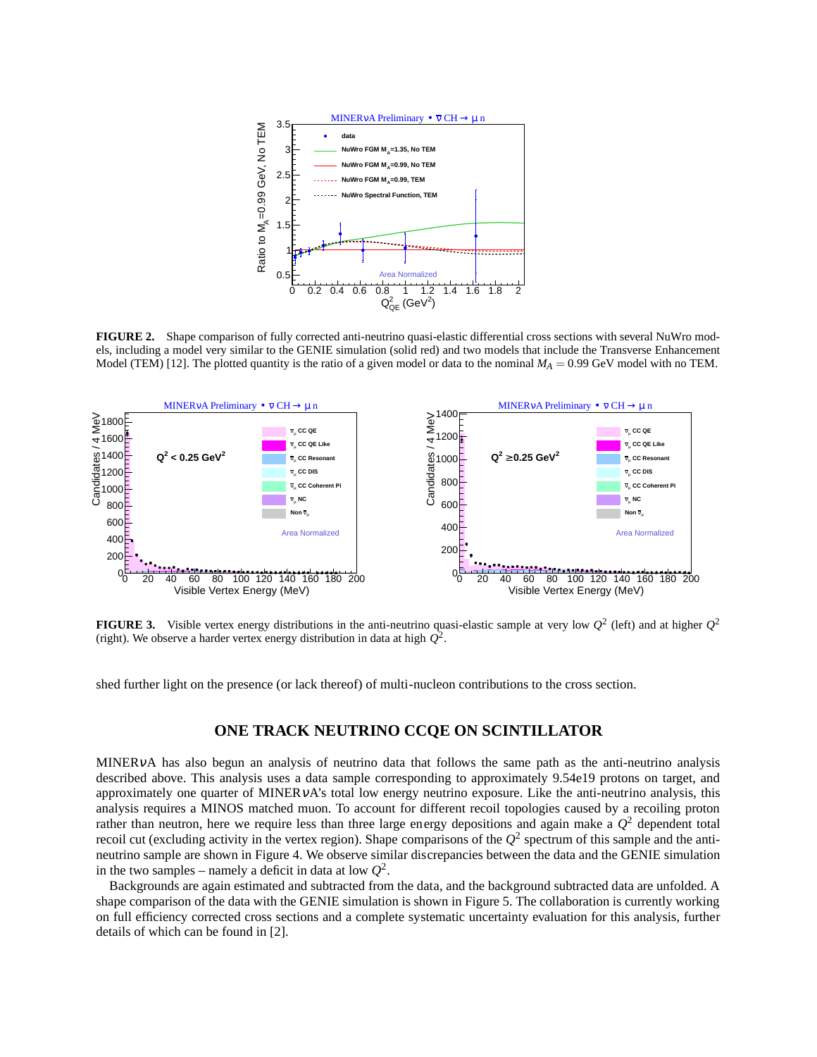**FIGURE 2.** Shape comparison of fully corrected anti-neutrino quasi-elastic differential cross sections with several NuWro models, including a model very similar to the GENIE simulation (solid red) and two models that include the Transverse Enhancement Model (TEM) [12]. The plotted quantity is the ratio of a given model or data to the nominal $M_A = 0.99$ GeV model with no TEM.

**FIGURE 3.** Visible vertex energy distributions in the anti-neutrino quasi-elastic sample at very low $Q^2$ (left) and at higher $Q^2$ (right). We observe a harder vertex energy distribution in data at high $Q^2$.

shed further light on the presence (or lack thereof) of multi-nucleon contributions to the cross section.

## ONE TRACK NEUTRINO CCQE ON SCINTILLATOR

MINER$\nu$A has also begun an analysis of neutrino data that follows the same path as the anti-neutrino analysis described above. This analysis uses a data sample corresponding to approximately 9.54e19 protons on target, and approximately one quarter of MINER$\nu$A's total low energy neutrino exposure. Like the anti-neutrino analysis, this analysis requires a MINOS matched muon. To account for different recoil topologies caused by a recoiling proton rather than neutron, here we require less than three large energy depositions and again make a $Q^2$ dependent total recoil cut (excluding activity in the vertex region). Shape comparisons of the $Q^2$ spectrum of this sample and the anti-neutrino sample are shown in Figure 4. We observe similar discrepancies between the data and the GENIE simulation in the two samples – namely a deficit in data at low $Q^2$.

Backgrounds are again estimated and subtracted from the data, and the background subtracted data are unfolded. A shape comparison of the data with the GENIE simulation is shown in Figure 5. The collaboration is currently working on full efficiency corrected cross sections and a complete systematic uncertainty evaluation for this analysis, further details of which can be found in [2].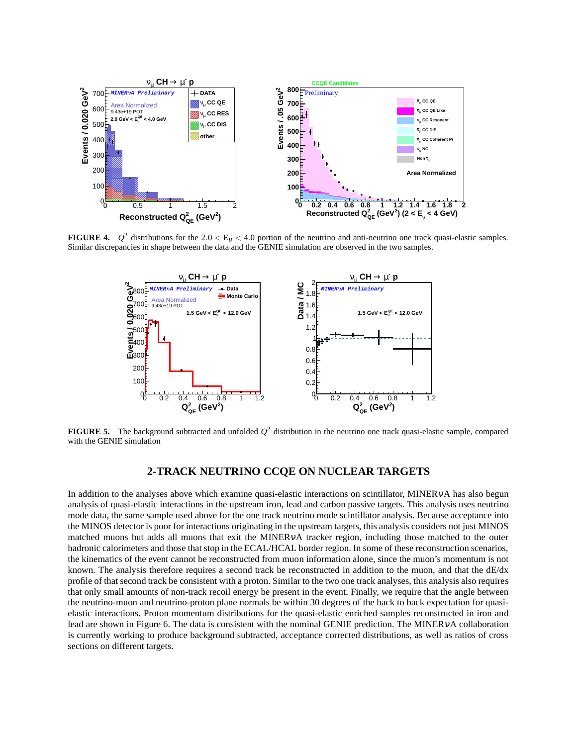**FIGURE 4.** $Q^2$ distributions for the $2.0 < E_\nu < 4.0$ portion of the neutrino and anti-neutrino one track quasi-elastic samples. Similar discrepancies in shape between the data and the GENIE simulation are observed in the two samples.

**FIGURE 5.** The background subtracted and unfolded $Q^2$ distribution in the neutrino one track quasi-elastic sample, compared with the GENIE simulation

## 2-TRACK NEUTRINO CCQE ON NUCLEAR TARGETS

In addition to the analyses above which examine quasi-elastic interactions on scintillator, MINERνA has also begun analysis of quasi-elastic interactions in the upstream iron, lead and carbon passive targets. This analysis uses neutrino mode data, the same sample used above for the one track neutrino mode scintillator analysis. Because acceptance into the MINOS detector is poor for interactions originating in the upstream targets, this analysis considers not just MINOS matched muons but adds all muons that exit the MINERνA tracker region, including those matched to the outer hadronic calorimeters and those that stop in the ECAL/HCAL border region. In some of these reconstruction scenarios, the kinematics of the event cannot be reconstructed from muon information alone, since the muon's momentum is not known. The analysis therefore requires a second track be reconstructed in addition to the muon, and that the dE/dx profile of that second track be consistent with a proton. Similar to the two one track analyses, this analysis also requires that only small amounts of non-track recoil energy be present in the event. Finally, we require that the angle between the neutrino-muon and neutrino-proton plane normals be within 30 degrees of the back to back expectation for quasi-elastic interactions. Proton momentum distributions for the quasi-elastic enriched samples reconstructed in iron and lead are shown in Figure 6. The data is consistent with the nominal GENIE prediction. The MINERνA collaboration is currently working to produce background subtracted, acceptance corrected distributions, as well as ratios of cross sections on different targets.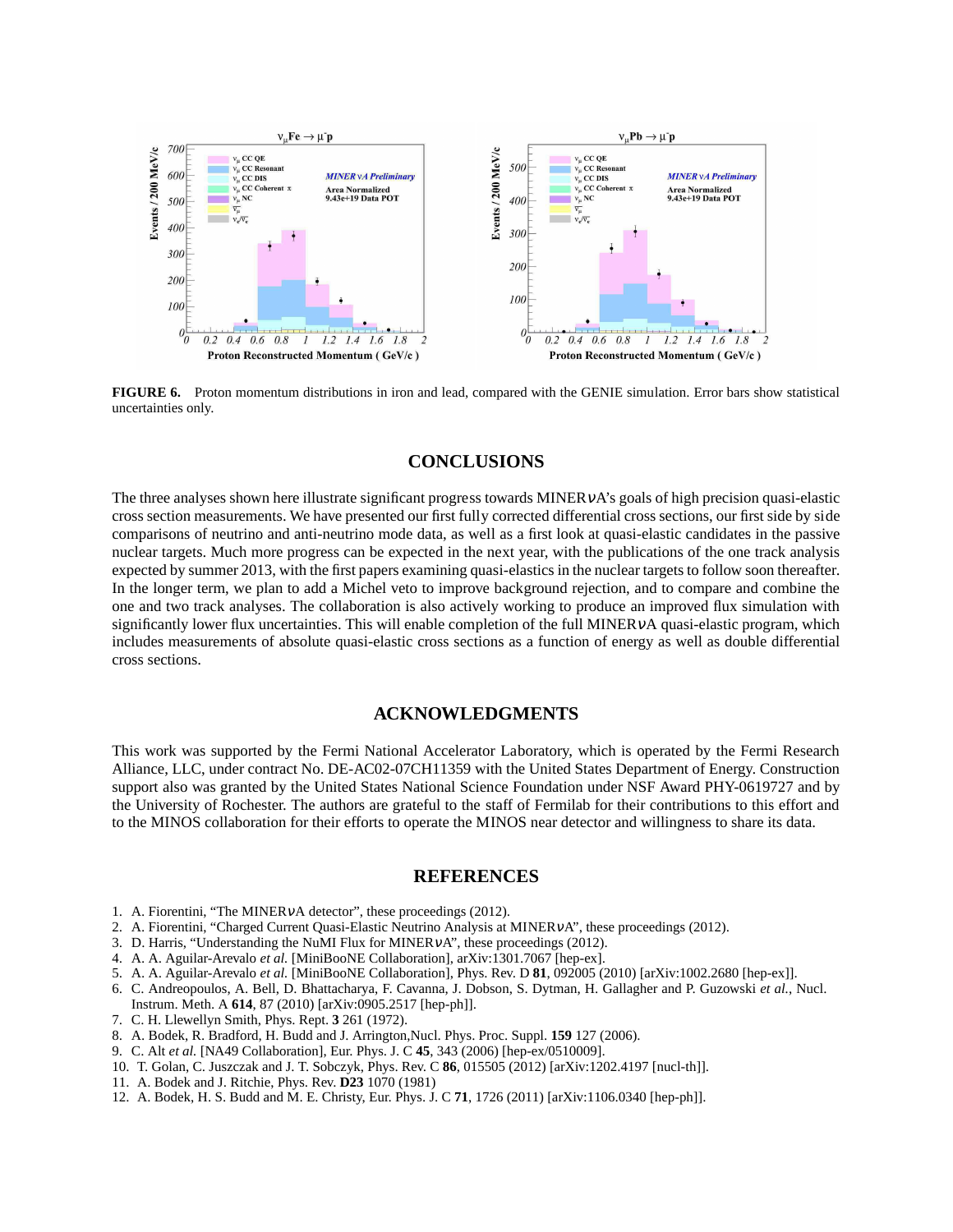$\nu_\mu$Fe $\rightarrow \mu^-$p

Events / 200 MeV/c

700
600
500
400
300
200
100
0

0 0.2 0.4 0.6 0.8 1 1.2 1.4 1.6 1.8 2

Proton Reconstructed Momentum ( GeV/c )

$\nu_\mu$ CC QE
$\nu_\mu$ CC Resonant
$\nu_\mu$ CC DIS
$\nu_\mu$ CC Coherent $\pi$
$\nu_\mu$ NC
$\bar{\nu}_\mu$
$\nu_e/\bar{\nu}_e$

*MINERνA Preliminary*

Area Normalized
9.43e+19 Data POT

$\nu_\mu$Pb $\rightarrow \mu^-$p

Events / 200 MeV/c

500
400
300
200
100
0

0 0.2 0.4 0.6 0.8 1 1.2 1.4 1.6 1.8 2

Proton Reconstructed Momentum ( GeV/c )

$\nu_\mu$ CC QE
$\nu_\mu$ CC Resonant
$\nu_\mu$ CC DIS
$\nu_\mu$ CC Coherent $\pi$
$\nu_\mu$ NC
$\bar{\nu}_\mu$
$\nu_e/\bar{\nu}_e$

*MINERνA Preliminary*

Area Normalized
9.43e+19 Data POT

**FIGURE 6.** Proton momentum distributions in iron and lead, compared with the GENIE simulation. Error bars show statistical uncertainties only.

## CONCLUSIONS

The three analyses shown here illustrate significant progress towards MINERνA's goals of high precision quasi-elastic cross section measurements. We have presented our first fully corrected differential cross sections, our first side by side comparisons of neutrino and anti-neutrino mode data, as well as a first look at quasi-elastic candidates in the passive nuclear targets. Much more progress can be expected in the next year, with the publications of the one track analysis expected by summer 2013, with the first papers examining quasi-elastics in the nuclear targets to follow soon thereafter. In the longer term, we plan to add a Michel veto to improve background rejection, and to compare and combine the one and two track analyses. The collaboration is also actively working to produce an improved flux simulation with significantly lower flux uncertainties. This will enable completion of the full MINERνA quasi-elastic program, which includes measurements of absolute quasi-elastic cross sections as a function of energy as well as double differential cross sections.

## ACKNOWLEDGMENTS

This work was supported by the Fermi National Accelerator Laboratory, which is operated by the Fermi Research Alliance, LLC, under contract No. DE-AC02-07CH11359 with the United States Department of Energy. Construction support also was granted by the United States National Science Foundation under NSF Award PHY-0619727 and by the University of Rochester. The authors are grateful to the staff of Fermilab for their contributions to this effort and to the MINOS collaboration for their efforts to operate the MINOS near detector and willingness to share its data.

## REFERENCES

1. A. Fiorentini, "The MINERνA detector", these proceedings (2012).
2. A. Fiorentini, "Charged Current Quasi-Elastic Neutrino Analysis at MINERνA", these proceedings (2012).
3. D. Harris, "Understanding the NuMI Flux for MINERνA", these proceedings (2012).
4. A. A. Aguilar-Arevalo *et al.* [MiniBooNE Collaboration], arXiv:1301.7067 [hep-ex].
5. A. A. Aguilar-Arevalo *et al.* [MiniBooNE Collaboration], Phys. Rev. D **81**, 092005 (2010) [arXiv:1002.2680 [hep-ex]].
6. C. Andreopoulos, A. Bell, D. Bhattacharya, F. Cavanna, J. Dobson, S. Dytman, H. Gallagher and P. Guzowski *et al.*, Nucl. Instrum. Meth. A **614**, 87 (2010) [arXiv:0905.2517 [hep-ph]].
7. C. H. Llewellyn Smith, Phys. Rept. **3** 261 (1972).
8. A. Bodek, R. Bradford, H. Budd and J. Arrington,Nucl. Phys. Proc. Suppl. **159** 127 (2006).
9. C. Alt *et al.* [NA49 Collaboration], Eur. Phys. J. C **45**, 343 (2006) [hep-ex/0510009].
10. T. Golan, C. Juszczak and J. T. Sobczyk, Phys. Rev. C **86**, 015505 (2012) [arXiv:1202.4197 [nucl-th]].
11. A. Bodek and J. Ritchie, Phys. Rev. **D23** 1070 (1981)
12. A. Bodek, H. S. Budd and M. E. Christy, Eur. Phys. J. C **71**, 1726 (2011) [arXiv:1106.0340 [hep-ph]].